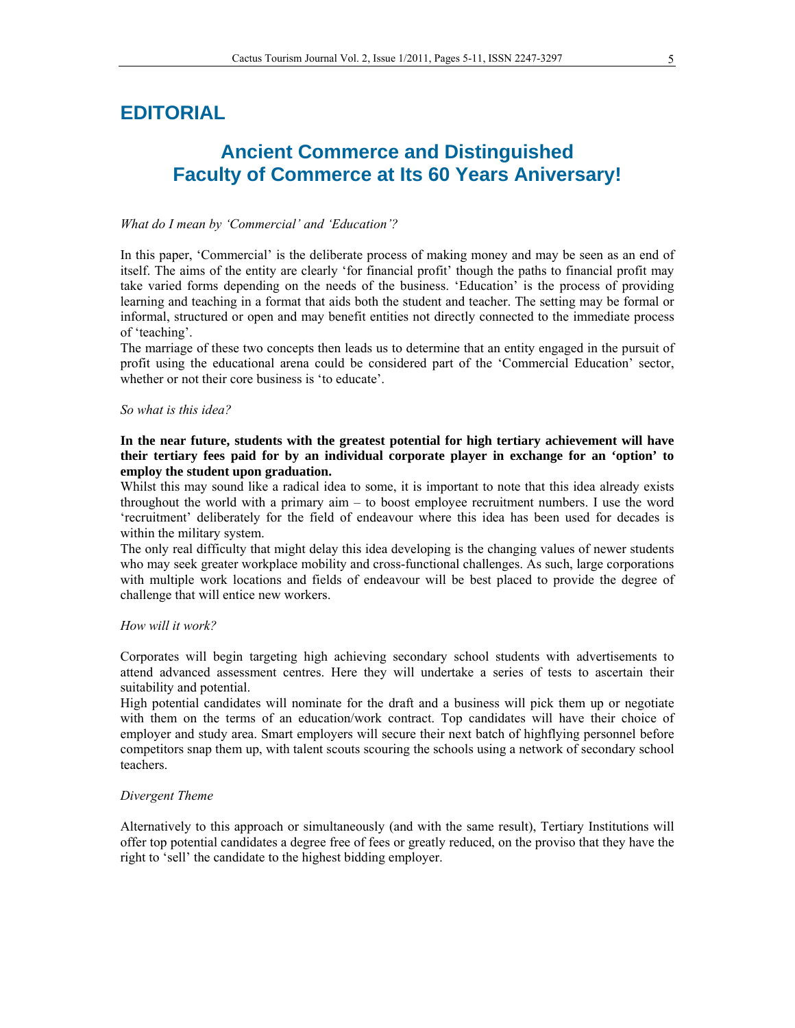# EDITORIAL

## Ancient Commerce and Distinguished Faculty of Commerce at Its 60 Years Aniversary!

*What do I mean by 'Commercial' and 'Education'?*

In this paper, 'Commercial' is the deliberate process of making money and may be seen as an end of itself. The aims of the entity are clearly 'for financial profit' though the paths to financial profit may take varied forms depending on the needs of the business. 'Education' is the process of providing learning and teaching in a format that aids both the student and teacher. The setting may be formal or informal, structured or open and may benefit entities not directly connected to the immediate process of 'teaching'.

The marriage of these two concepts then leads us to determine that an entity engaged in the pursuit of profit using the educational arena could be considered part of the 'Commercial Education' sector, whether or not their core business is 'to educate'.

*So what is this idea?*

**In the near future, students with the greatest potential for high tertiary achievement will have their tertiary fees paid for by an individual corporate player in exchange for an 'option' to employ the student upon graduation.**

Whilst this may sound like a radical idea to some, it is important to note that this idea already exists throughout the world with a primary aim – to boost employee recruitment numbers. I use the word 'recruitment' deliberately for the field of endeavour where this idea has been used for decades is within the military system.

The only real difficulty that might delay this idea developing is the changing values of newer students who may seek greater workplace mobility and cross-functional challenges. As such, large corporations with multiple work locations and fields of endeavour will be best placed to provide the degree of challenge that will entice new workers.

*How will it work?*

Corporates will begin targeting high achieving secondary school students with advertisements to attend advanced assessment centres. Here they will undertake a series of tests to ascertain their suitability and potential.

High potential candidates will nominate for the draft and a business will pick them up or negotiate with them on the terms of an education/work contract. Top candidates will have their choice of employer and study area. Smart employers will secure their next batch of highflying personnel before competitors snap them up, with talent scouts scouring the schools using a network of secondary school teachers.

*Divergent Theme*

Alternatively to this approach or simultaneously (and with the same result), Tertiary Institutions will offer top potential candidates a degree free of fees or greatly reduced, on the proviso that they have the right to 'sell' the candidate to the highest bidding employer.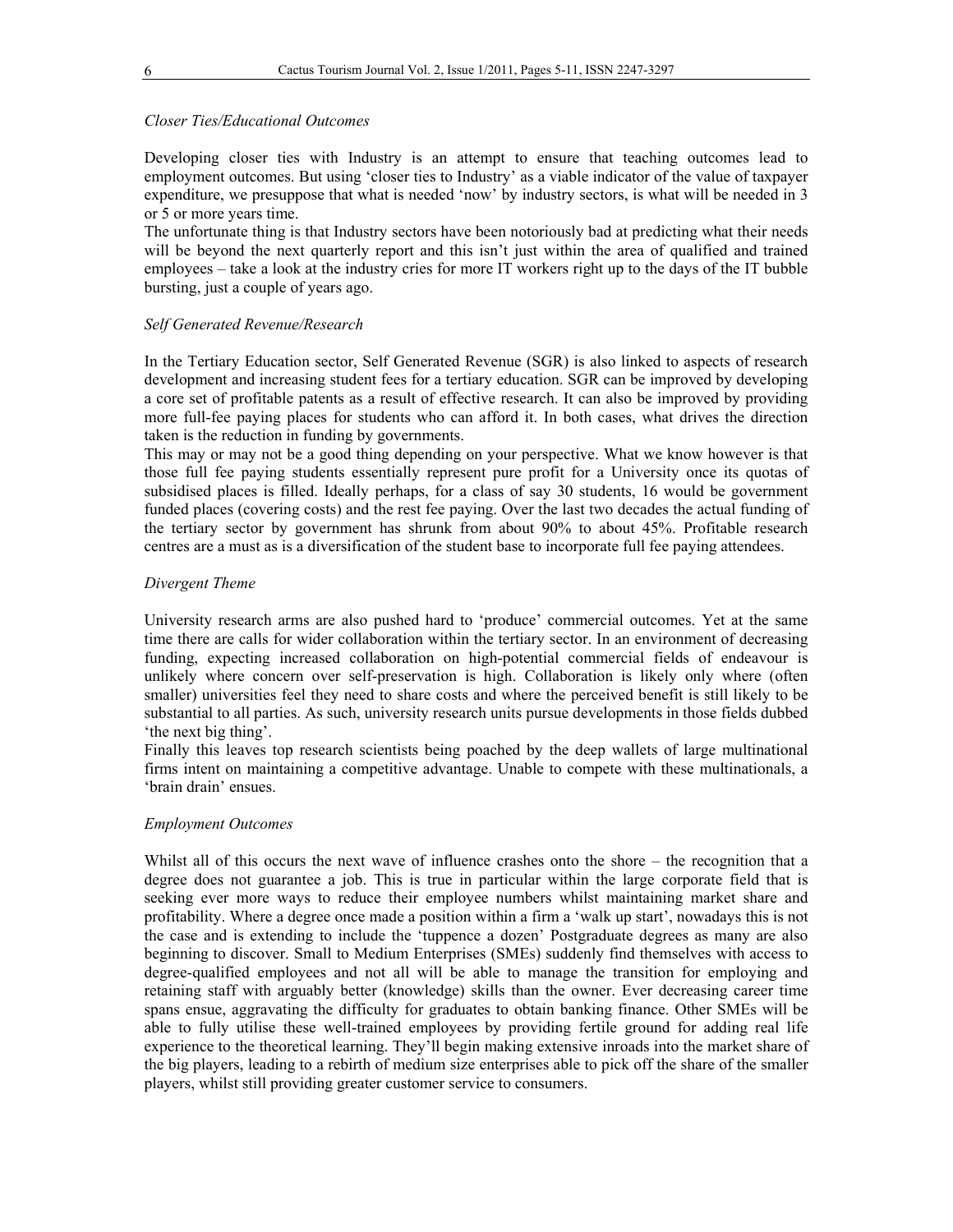*Closer Ties/Educational Outcomes*

Developing closer ties with Industry is an attempt to ensure that teaching outcomes lead to employment outcomes. But using 'closer ties to Industry' as a viable indicator of the value of taxpayer expenditure, we presuppose that what is needed 'now' by industry sectors, is what will be needed in 3 or 5 or more years time.

The unfortunate thing is that Industry sectors have been notoriously bad at predicting what their needs will be beyond the next quarterly report and this isn't just within the area of qualified and trained employees – take a look at the industry cries for more IT workers right up to the days of the IT bubble bursting, just a couple of years ago.

*Self Generated Revenue/Research*

In the Tertiary Education sector, Self Generated Revenue (SGR) is also linked to aspects of research development and increasing student fees for a tertiary education. SGR can be improved by developing a core set of profitable patents as a result of effective research. It can also be improved by providing more full-fee paying places for students who can afford it. In both cases, what drives the direction taken is the reduction in funding by governments.

This may or may not be a good thing depending on your perspective. What we know however is that those full fee paying students essentially represent pure profit for a University once its quotas of subsidised places is filled. Ideally perhaps, for a class of say 30 students, 16 would be government funded places (covering costs) and the rest fee paying. Over the last two decades the actual funding of the tertiary sector by government has shrunk from about 90% to about 45%. Profitable research centres are a must as is a diversification of the student base to incorporate full fee paying attendees.

*Divergent Theme*

University research arms are also pushed hard to 'produce' commercial outcomes. Yet at the same time there are calls for wider collaboration within the tertiary sector. In an environment of decreasing funding, expecting increased collaboration on high-potential commercial fields of endeavour is unlikely where concern over self-preservation is high. Collaboration is likely only where (often smaller) universities feel they need to share costs and where the perceived benefit is still likely to be substantial to all parties. As such, university research units pursue developments in those fields dubbed 'the next big thing'.

Finally this leaves top research scientists being poached by the deep wallets of large multinational firms intent on maintaining a competitive advantage. Unable to compete with these multinationals, a 'brain drain' ensues.

*Employment Outcomes*

Whilst all of this occurs the next wave of influence crashes onto the shore – the recognition that a degree does not guarantee a job. This is true in particular within the large corporate field that is seeking ever more ways to reduce their employee numbers whilst maintaining market share and profitability. Where a degree once made a position within a firm a 'walk up start', nowadays this is not the case and is extending to include the 'tuppence a dozen' Postgraduate degrees as many are also beginning to discover. Small to Medium Enterprises (SMEs) suddenly find themselves with access to degree-qualified employees and not all will be able to manage the transition for employing and retaining staff with arguably better (knowledge) skills than the owner. Ever decreasing career time spans ensue, aggravating the difficulty for graduates to obtain banking finance. Other SMEs will be able to fully utilise these well-trained employees by providing fertile ground for adding real life experience to the theoretical learning. They'll begin making extensive inroads into the market share of the big players, leading to a rebirth of medium size enterprises able to pick off the share of the smaller players, whilst still providing greater customer service to consumers.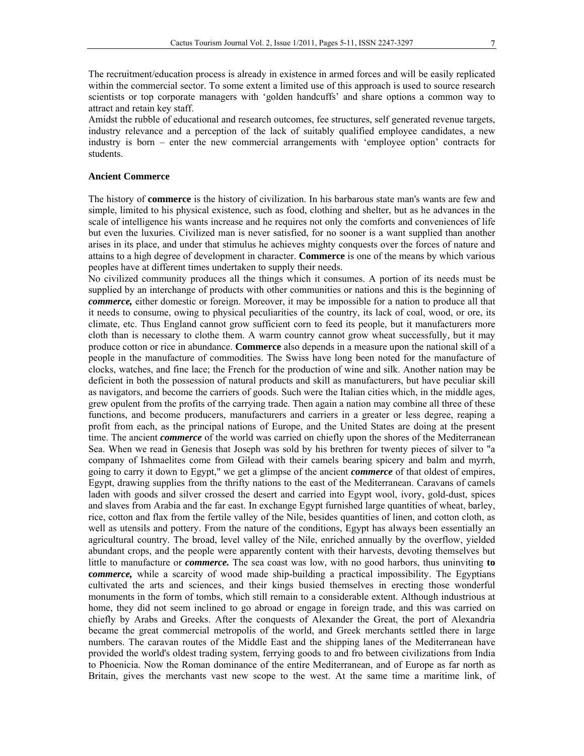The recruitment/education process is already in existence in armed forces and will be easily replicated within the commercial sector. To some extent a limited use of this approach is used to source research scientists or top corporate managers with 'golden handcuffs' and share options a common way to attract and retain key staff.

Amidst the rubble of educational and research outcomes, fee structures, self generated revenue targets, industry relevance and a perception of the lack of suitably qualified employee candidates, a new industry is born – enter the new commercial arrangements with 'employee option' contracts for students.

### Ancient Commerce

The history of **commerce** is the history of civilization. In his barbarous state man's wants are few and simple, limited to his physical existence, such as food, clothing and shelter, but as he advances in the scale of intelligence his wants increase and he requires not only the comforts and conveniences of life but even the luxuries. Civilized man is never satisfied, for no sooner is a want supplied than another arises in its place, and under that stimulus he achieves mighty conquests over the forces of nature and attains to a high degree of development in character. **Commerce** is one of the means by which various peoples have at different times undertaken to supply their needs.

No civilized community produces all the things which it consumes. A portion of its needs must be supplied by an interchange of products with other communities or nations and this is the beginning of ***commerce,*** either domestic or foreign. Moreover, it may be impossible for a nation to produce all that it needs to consume, owing to physical peculiarities of the country, its lack of coal, wood, or ore, its climate, etc. Thus England cannot grow sufficient corn to feed its people, but it manufacturers more cloth than is necessary to clothe them. A warm country cannot grow wheat successfully, but it may produce cotton or rice in abundance. **Commerce** also depends in a measure upon the national skill of a people in the manufacture of commodities. The Swiss have long been noted for the manufacture of clocks, watches, and fine lace; the French for the production of wine and silk. Another nation may be deficient in both the possession of natural products and skill as manufacturers, but have peculiar skill as navigators, and become the carriers of goods. Such were the Italian cities which, in the middle ages, grew opulent from the profits of the carrying trade. Then again a nation may combine all three of these functions, and become producers, manufacturers and carriers in a greater or less degree, reaping a profit from each, as the principal nations of Europe, and the United States are doing at the present time. The ancient ***commerce*** of the world was carried on chiefly upon the shores of the Mediterranean Sea. When we read in Genesis that Joseph was sold by his brethren for twenty pieces of silver to "a company of Ishmaelites come from Gilead with their camels bearing spicery and balm and myrrh, going to carry it down to Egypt," we get a glimpse of the ancient ***commerce*** of that oldest of empires, Egypt, drawing supplies from the thrifty nations to the east of the Mediterranean. Caravans of camels laden with goods and silver crossed the desert and carried into Egypt wool, ivory, gold-dust, spices and slaves from Arabia and the far east. In exchange Egypt furnished large quantities of wheat, barley, rice, cotton and flax from the fertile valley of the Nile, besides quantities of linen, and cotton cloth, as well as utensils and pottery. From the nature of the conditions, Egypt has always been essentially an agricultural country. The broad, level valley of the Nile, enriched annually by the overflow, yielded abundant crops, and the people were apparently content with their harvests, devoting themselves but little to manufacture or ***commerce.*** The sea coast was low, with no good harbors, thus uninviting **to c*ommerce,*** while a scarcity of wood made ship-building a practical impossibility. The Egyptians cultivated the arts and sciences, and their kings busied themselves in erecting those wonderful monuments in the form of tombs, which still remain to a considerable extent. Although industrious at home, they did not seem inclined to go abroad or engage in foreign trade, and this was carried on chiefly by Arabs and Greeks. After the conquests of Alexander the Great, the port of Alexandria became the great commercial metropolis of the world, and Greek merchants settled there in large numbers. The caravan routes of the Middle East and the shipping lanes of the Mediterranean have provided the world's oldest trading system, ferrying goods to and fro between civilizations from India to Phoenicia. Now the Roman dominance of the entire Mediterranean, and of Europe as far north as Britain, gives the merchants vast new scope to the west. At the same time a maritime link, of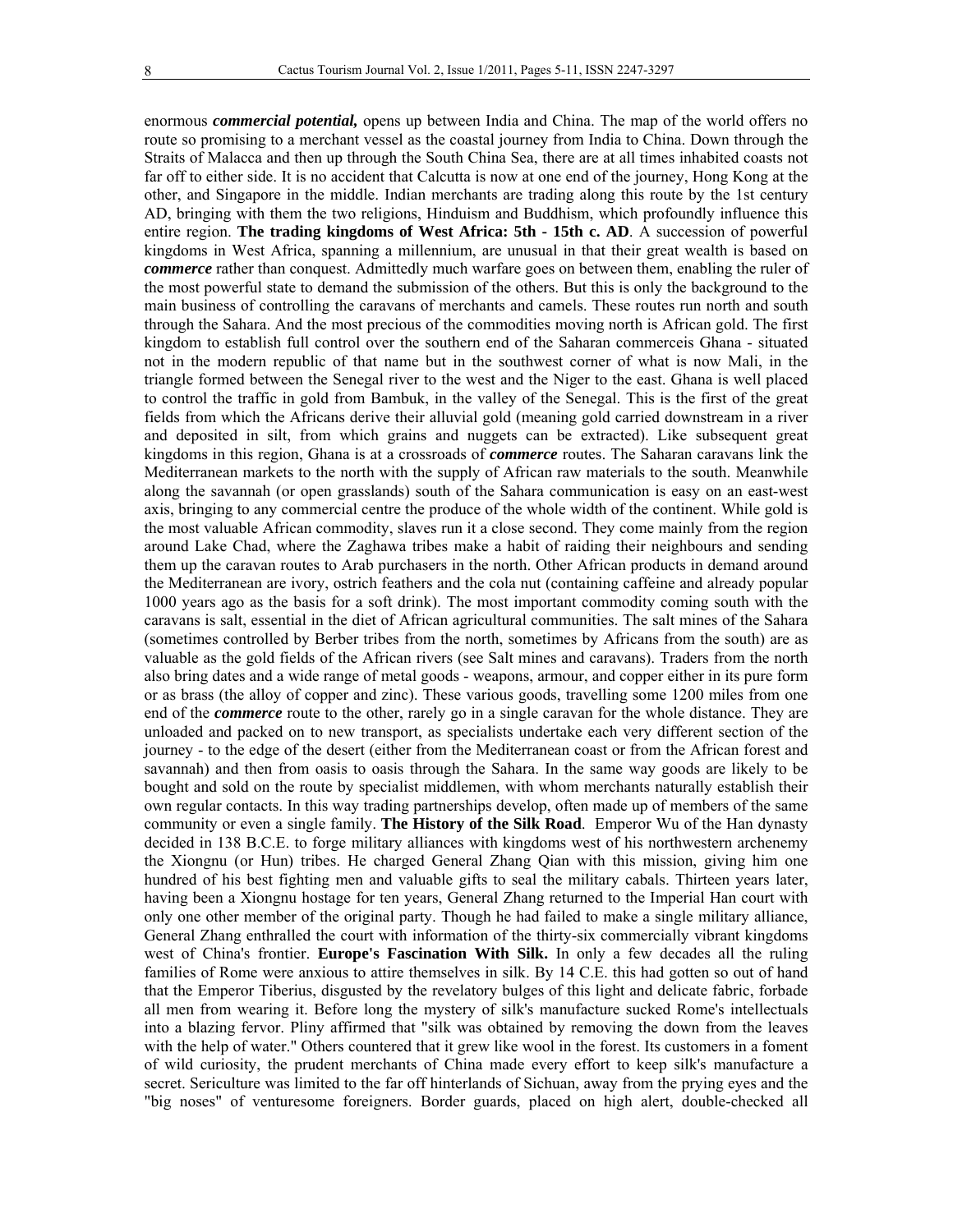enormous ***commercial potential,*** opens up between India and China. The map of the world offers no route so promising to a merchant vessel as the coastal journey from India to China. Down through the Straits of Malacca and then up through the South China Sea, there are at all times inhabited coasts not far off to either side. It is no accident that Calcutta is now at one end of the journey, Hong Kong at the other, and Singapore in the middle. Indian merchants are trading along this route by the 1st century AD, bringing with them the two religions, Hinduism and Buddhism, which profoundly influence this entire region. **The trading kingdoms of West Africa: 5th - 15th c. AD**. A succession of powerful kingdoms in West Africa, spanning a millennium, are unusual in that their great wealth is based on ***commerce*** rather than conquest. Admittedly much warfare goes on between them, enabling the ruler of the most powerful state to demand the submission of the others. But this is only the background to the main business of controlling the caravans of merchants and camels. These routes run north and south through the Sahara. And the most precious of the commodities moving north is African gold. The first kingdom to establish full control over the southern end of the Saharan commerceis Ghana - situated not in the modern republic of that name but in the southwest corner of what is now Mali, in the triangle formed between the Senegal river to the west and the Niger to the east. Ghana is well placed to control the traffic in gold from Bambuk, in the valley of the Senegal. This is the first of the great fields from which the Africans derive their alluvial gold (meaning gold carried downstream in a river and deposited in silt, from which grains and nuggets can be extracted). Like subsequent great kingdoms in this region, Ghana is at a crossroads of ***commerce*** routes. The Saharan caravans link the Mediterranean markets to the north with the supply of African raw materials to the south. Meanwhile along the savannah (or open grasslands) south of the Sahara communication is easy on an east-west axis, bringing to any commercial centre the produce of the whole width of the continent. While gold is the most valuable African commodity, slaves run it a close second. They come mainly from the region around Lake Chad, where the Zaghawa tribes make a habit of raiding their neighbours and sending them up the caravan routes to Arab purchasers in the north. Other African products in demand around the Mediterranean are ivory, ostrich feathers and the cola nut (containing caffeine and already popular 1000 years ago as the basis for a soft drink). The most important commodity coming south with the caravans is salt, essential in the diet of African agricultural communities. The salt mines of the Sahara (sometimes controlled by Berber tribes from the north, sometimes by Africans from the south) are as valuable as the gold fields of the African rivers (see Salt mines and caravans). Traders from the north also bring dates and a wide range of metal goods - weapons, armour, and copper either in its pure form or as brass (the alloy of copper and zinc). These various goods, travelling some 1200 miles from one end of the ***commerce*** route to the other, rarely go in a single caravan for the whole distance. They are unloaded and packed on to new transport, as specialists undertake each very different section of the journey - to the edge of the desert (either from the Mediterranean coast or from the African forest and savannah) and then from oasis to oasis through the Sahara. In the same way goods are likely to be bought and sold on the route by specialist middlemen, with whom merchants naturally establish their own regular contacts. In this way trading partnerships develop, often made up of members of the same community or even a single family. **The History of the Silk Road**. Emperor Wu of the Han dynasty decided in 138 B.C.E. to forge military alliances with kingdoms west of his northwestern archenemy the Xiongnu (or Hun) tribes. He charged General Zhang Qian with this mission, giving him one hundred of his best fighting men and valuable gifts to seal the military cabals. Thirteen years later, having been a Xiongnu hostage for ten years, General Zhang returned to the Imperial Han court with only one other member of the original party. Though he had failed to make a single military alliance, General Zhang enthralled the court with information of the thirty-six commercially vibrant kingdoms west of China's frontier. **Europe's Fascination With Silk.** In only a few decades all the ruling families of Rome were anxious to attire themselves in silk. By 14 C.E. this had gotten so out of hand that the Emperor Tiberius, disgusted by the revelatory bulges of this light and delicate fabric, forbade all men from wearing it. Before long the mystery of silk's manufacture sucked Rome's intellectuals into a blazing fervor. Pliny affirmed that "silk was obtained by removing the down from the leaves with the help of water." Others countered that it grew like wool in the forest. Its customers in a foment of wild curiosity, the prudent merchants of China made every effort to keep silk's manufacture a secret. Sericulture was limited to the far off hinterlands of Sichuan, away from the prying eyes and the "big noses" of venturesome foreigners. Border guards, placed on high alert, double-checked all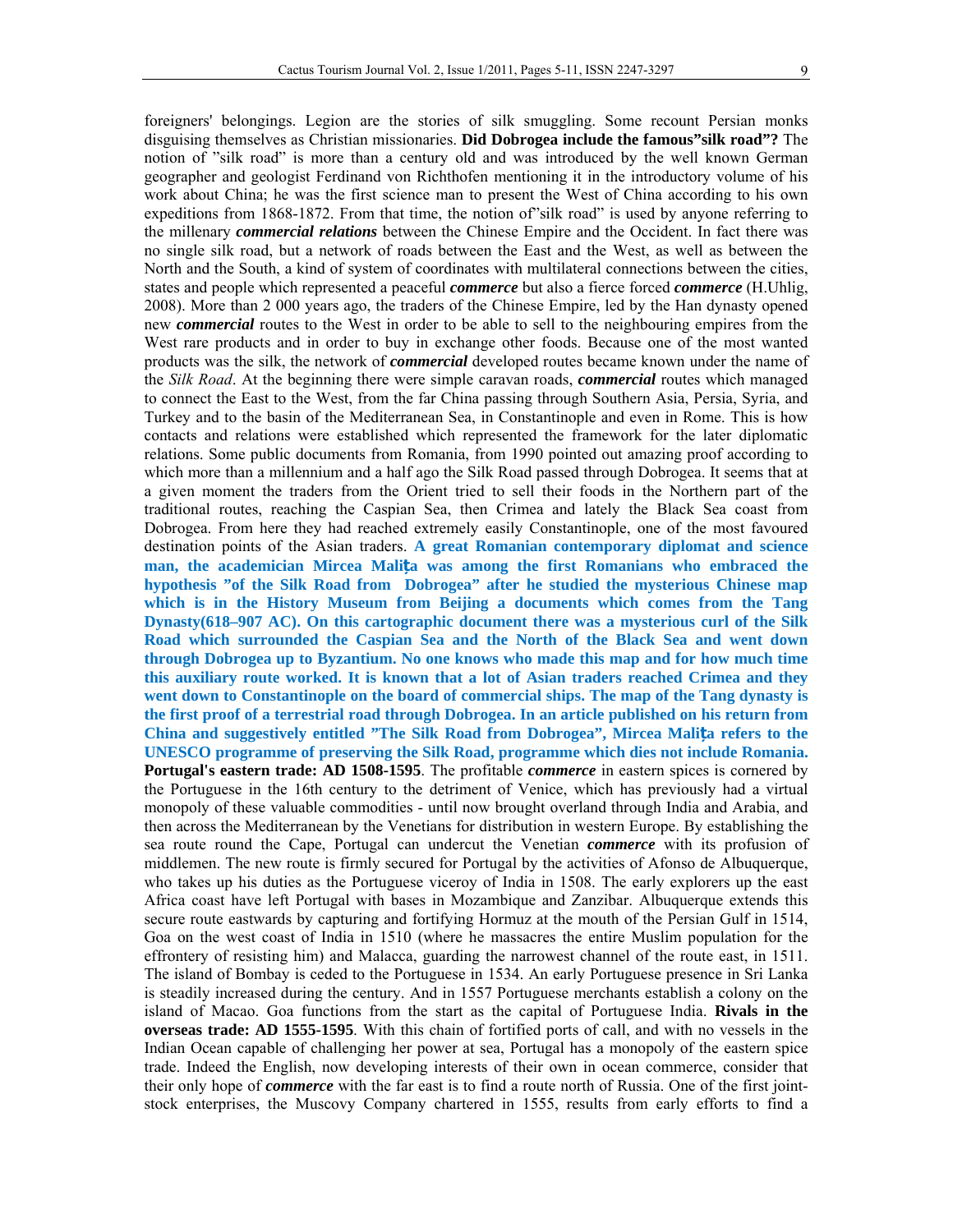foreigners' belongings. Legion are the stories of silk smuggling. Some recount Persian monks disguising themselves as Christian missionaries. **Did Dobrogea include the famous"silk road"?** The notion of "silk road" is more than a century old and was introduced by the well known German geographer and geologist Ferdinand von Richthofen mentioning it in the introductory volume of his work about China; he was the first science man to present the West of China according to his own expeditions from 1868-1872. From that time, the notion of"silk road" is used by anyone referring to the millenary ***commercial relations*** between the Chinese Empire and the Occident. In fact there was no single silk road, but a network of roads between the East and the West, as well as between the North and the South, a kind of system of coordinates with multilateral connections between the cities, states and people which represented a peaceful ***commerce*** but also a fierce forced ***commerce*** (H.Uhlig, 2008). More than 2 000 years ago, the traders of the Chinese Empire, led by the Han dynasty opened new ***commercial*** routes to the West in order to be able to sell to the neighbouring empires from the West rare products and in order to buy in exchange other foods. Because one of the most wanted products was the silk, the network of ***commercial*** developed routes became known under the name of the *Silk Road*. At the beginning there were simple caravan roads, ***commercial*** routes which managed to connect the East to the West, from the far China passing through Southern Asia, Persia, Syria, and Turkey and to the basin of the Mediterranean Sea, in Constantinople and even in Rome. This is how contacts and relations were established which represented the framework for the later diplomatic relations. Some public documents from Romania, from 1990 pointed out amazing proof according to which more than a millennium and a half ago the Silk Road passed through Dobrogea. It seems that at a given moment the traders from the Orient tried to sell their foods in the Northern part of the traditional routes, reaching the Caspian Sea, then Crimea and lately the Black Sea coast from Dobrogea. From here they had reached extremely easily Constantinople, one of the most favoured destination points of the Asian traders. **A great Romanian contemporary diplomat and science man, the academician Mircea Maliţa was among the first Romanians who embraced the hypothesis "of the Silk Road from Dobrogea" after he studied the mysterious Chinese map which is in the History Museum from Beijing a documents which comes from the Tang Dynasty(618–907 AC). On this cartographic document there was a mysterious curl of the Silk Road which surrounded the Caspian Sea and the North of the Black Sea and went down through Dobrogea up to Byzantium. No one knows who made this map and for how much time this auxiliary route worked. It is known that a lot of Asian traders reached Crimea and they went down to Constantinople on the board of commercial ships. The map of the Tang dynasty is the first proof of a terrestrial road through Dobrogea. In an article published on his return from China and suggestively entitled "The Silk Road from Dobrogea", Mircea Maliţa refers to the UNESCO programme of preserving the Silk Road, programme which dies not include Romania.**

**Portugal's eastern trade: AD 1508-1595**. The profitable ***commerce*** in eastern spices is cornered by the Portuguese in the 16th century to the detriment of Venice, which has previously had a virtual monopoly of these valuable commodities - until now brought overland through India and Arabia, and then across the Mediterranean by the Venetians for distribution in western Europe. By establishing the sea route round the Cape, Portugal can undercut the Venetian ***commerce*** with its profusion of middlemen. The new route is firmly secured for Portugal by the activities of Afonso de Albuquerque, who takes up his duties as the Portuguese viceroy of India in 1508. The early explorers up the east Africa coast have left Portugal with bases in Mozambique and Zanzibar. Albuquerque extends this secure route eastwards by capturing and fortifying Hormuz at the mouth of the Persian Gulf in 1514, Goa on the west coast of India in 1510 (where he massacres the entire Muslim population for the effrontery of resisting him) and Malacca, guarding the narrowest channel of the route east, in 1511. The island of Bombay is ceded to the Portuguese in 1534. An early Portuguese presence in Sri Lanka is steadily increased during the century. And in 1557 Portuguese merchants establish a colony on the island of Macao. Goa functions from the start as the capital of Portuguese India. **Rivals in the overseas trade: AD 1555-1595**. With this chain of fortified ports of call, and with no vessels in the Indian Ocean capable of challenging her power at sea, Portugal has a monopoly of the eastern spice trade. Indeed the English, now developing interests of their own in ocean commerce, consider that their only hope of ***commerce*** with the far east is to find a route north of Russia. One of the first joint-stock enterprises, the Muscovy Company chartered in 1555, results from early efforts to find a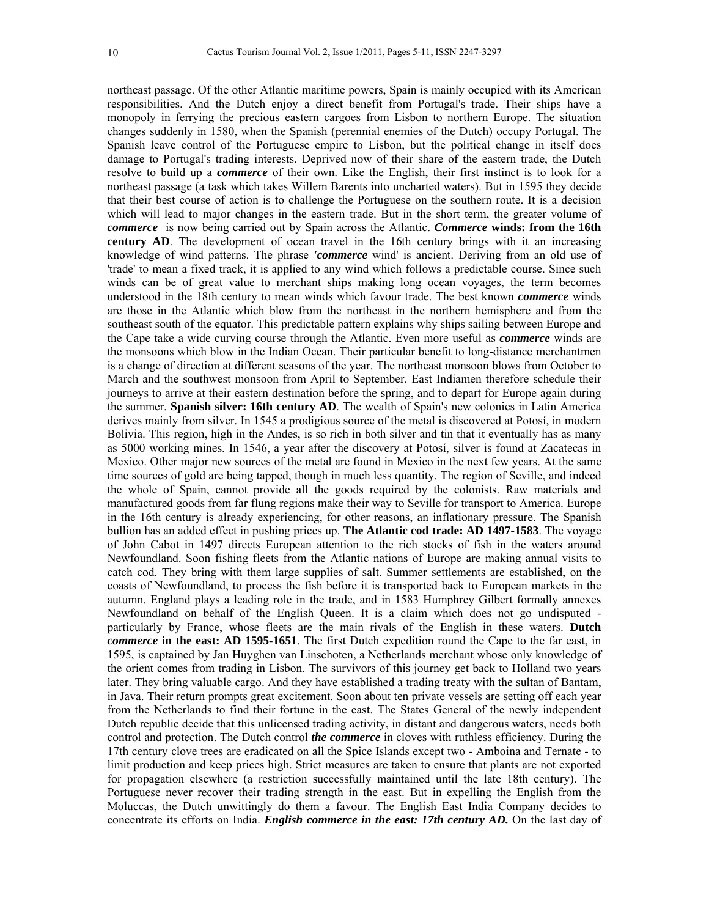northeast passage. Of the other Atlantic maritime powers, Spain is mainly occupied with its American responsibilities. And the Dutch enjoy a direct benefit from Portugal's trade. Their ships have a monopoly in ferrying the precious eastern cargoes from Lisbon to northern Europe. The situation changes suddenly in 1580, when the Spanish (perennial enemies of the Dutch) occupy Portugal. The Spanish leave control of the Portuguese empire to Lisbon, but the political change in itself does damage to Portugal's trading interests. Deprived now of their share of the eastern trade, the Dutch resolve to build up a ***commerce*** of their own. Like the English, their first instinct is to look for a northeast passage (a task which takes Willem Barents into uncharted waters). But in 1595 they decide that their best course of action is to challenge the Portuguese on the southern route. It is a decision which will lead to major changes in the eastern trade. But in the short term, the greater volume of ***commerce*** is now being carried out by Spain across the Atlantic. ***Commerce*** **winds: from the 16th century AD**. The development of ocean travel in the 16th century brings with it an increasing knowledge of wind patterns. The phrase *'**commerce*** wind' is ancient. Deriving from an old use of 'trade' to mean a fixed track, it is applied to any wind which follows a predictable course. Since such winds can be of great value to merchant ships making long ocean voyages, the term becomes understood in the 18th century to mean winds which favour trade. The best known ***commerce*** winds are those in the Atlantic which blow from the northeast in the northern hemisphere and from the southeast south of the equator. This predictable pattern explains why ships sailing between Europe and the Cape take a wide curving course through the Atlantic. Even more useful as ***commerce*** winds are the monsoons which blow in the Indian Ocean. Their particular benefit to long-distance merchantmen is a change of direction at different seasons of the year. The northeast monsoon blows from October to March and the southwest monsoon from April to September. East Indiamen therefore schedule their journeys to arrive at their eastern destination before the spring, and to depart for Europe again during the summer. **Spanish silver: 16th century AD**. The wealth of Spain's new colonies in Latin America derives mainly from silver. In 1545 a prodigious source of the metal is discovered at Potosí, in modern Bolivia. This region, high in the Andes, is so rich in both silver and tin that it eventually has as many as 5000 working mines. In 1546, a year after the discovery at Potosí, silver is found at Zacatecas in Mexico. Other major new sources of the metal are found in Mexico in the next few years. At the same time sources of gold are being tapped, though in much less quantity. The region of Seville, and indeed the whole of Spain, cannot provide all the goods required by the colonists. Raw materials and manufactured goods from far flung regions make their way to Seville for transport to America. Europe in the 16th century is already experiencing, for other reasons, an inflationary pressure. The Spanish bullion has an added effect in pushing prices up. **The Atlantic cod trade: AD 1497-1583**. The voyage of John Cabot in 1497 directs European attention to the rich stocks of fish in the waters around Newfoundland. Soon fishing fleets from the Atlantic nations of Europe are making annual visits to catch cod. They bring with them large supplies of salt. Summer settlements are established, on the coasts of Newfoundland, to process the fish before it is transported back to European markets in the autumn. England plays a leading role in the trade, and in 1583 Humphrey Gilbert formally annexes Newfoundland on behalf of the English Queen. It is a claim which does not go undisputed - particularly by France, whose fleets are the main rivals of the English in these waters. **Dutch *commerce* in the east: AD 1595-1651**. The first Dutch expedition round the Cape to the far east, in 1595, is captained by Jan Huyghen van Linschoten, a Netherlands merchant whose only knowledge of the orient comes from trading in Lisbon. The survivors of this journey get back to Holland two years later. They bring valuable cargo. And they have established a trading treaty with the sultan of Bantam, in Java. Their return prompts great excitement. Soon about ten private vessels are setting off each year from the Netherlands to find their fortune in the east. The States General of the newly independent Dutch republic decide that this unlicensed trading activity, in distant and dangerous waters, needs both control and protection. The Dutch control ***the commerce*** in cloves with ruthless efficiency. During the 17th century clove trees are eradicated on all the Spice Islands except two - Amboina and Ternate - to limit production and keep prices high. Strict measures are taken to ensure that plants are not exported for propagation elsewhere (a restriction successfully maintained until the late 18th century). The Portuguese never recover their trading strength in the east. But in expelling the English from the Moluccas, the Dutch unwittingly do them a favour. The English East India Company decides to concentrate its efforts on India. ***English commerce in the east: 17th century AD.*** On the last day of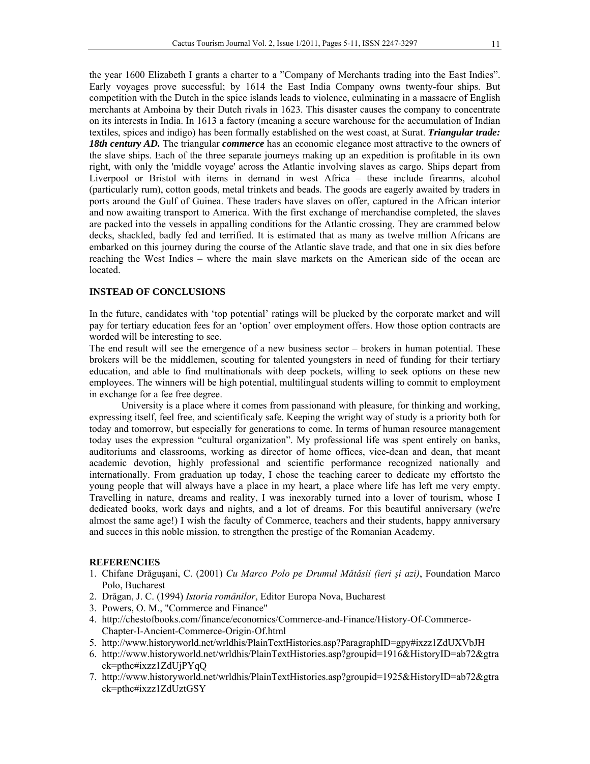the year 1600 Elizabeth I grants a charter to a ”Company of Merchants trading into the East Indies”. Early voyages prove successful; by 1614 the East India Company owns twenty-four ships. But competition with the Dutch in the spice islands leads to violence, culminating in a massacre of English merchants at Amboina by their Dutch rivals in 1623. This disaster causes the company to concentrate on its interests in India. In 1613 a factory (meaning a secure warehouse for the accumulation of Indian textiles, spices and indigo) has been formally established on the west coast, at Surat. ***Triangular trade: 18th century AD.*** The triangular ***commerce*** has an economic elegance most attractive to the owners of the slave ships. Each of the three separate journeys making up an expedition is profitable in its own right, with only the 'middle voyage' across the Atlantic involving slaves as cargo. Ships depart from Liverpool or Bristol with items in demand in west Africa – these include firearms, alcohol (particularly rum), cotton goods, metal trinkets and beads. The goods are eagerly awaited by traders in ports around the Gulf of Guinea. These traders have slaves on offer, captured in the African interior and now awaiting transport to America. With the first exchange of merchandise completed, the slaves are packed into the vessels in appalling conditions for the Atlantic crossing. They are crammed below decks, shackled, badly fed and terrified. It is estimated that as many as twelve million Africans are embarked on this journey during the course of the Atlantic slave trade, and that one in six dies before reaching the West Indies – where the main slave markets on the American side of the ocean are located.

## INSTEAD OF CONCLUSIONS

In the future, candidates with ‘top potential’ ratings will be plucked by the corporate market and will pay for tertiary education fees for an ‘option’ over employment offers. How those option contracts are worded will be interesting to see.

The end result will see the emergence of a new business sector – brokers in human potential. These brokers will be the middlemen, scouting for talented youngsters in need of funding for their tertiary education, and able to find multinationals with deep pockets, willing to seek options on these new employees. The winners will be high potential, multilingual students willing to commit to employment in exchange for a fee free degree.

University is a place where it comes from passionand with pleasure, for thinking and working, expressing itself, feel free, and scientificaly safe. Keeping the wright way of study is a priority both for today and tomorrow, but especially for generations to come. In terms of human resource management today uses the expression “cultural organization”. My professional life was spent entirely on banks, auditoriums and classrooms, working as director of home offices, vice-dean and dean, that meant academic devotion, highly professional and scientific performance recognized nationally and internationally. From graduation up today, I chose the teaching career to dedicate my effortsto the young people that will always have a place in my heart, a place where life has left me very empty. Travelling in nature, dreams and reality, I was inexorably turned into a lover of tourism, whose I dedicated books, work days and nights, and a lot of dreams. For this beautiful anniversary (we're almost the same age!) I wish the faculty of Commerce, teachers and their students, happy anniversary and succes in this noble mission, to strengthen the prestige of the Romanian Academy.

## REFERENCIES

1. Chifane Drăguşani, C. (2001) *Cu Marco Polo pe Drumul Mătăsii (ieri şi azi)*, Foundation Marco Polo, Bucharest
2. Drăgan, J. C. (1994) *Istoria românilor*, Editor Europa Nova, Bucharest
3. Powers, O. M., "Commerce and Finance"
4. http://chestofbooks.com/finance/economics/Commerce-and-Finance/History-Of-Commerce-Chapter-I-Ancient-Commerce-Origin-Of.html
5. http://www.historyworld.net/wrldhis/PlainTextHistories.asp?ParagraphID=gpy#ixzz1ZdUXVbJH
6. http://www.historyworld.net/wrldhis/PlainTextHistories.asp?groupid=1916&HistoryID=ab72&gtrack=pthc#ixzz1ZdUjPYqQ
7. http://www.historyworld.net/wrldhis/PlainTextHistories.asp?groupid=1925&HistoryID=ab72&gtrack=pthc#ixzz1ZdUztGSY